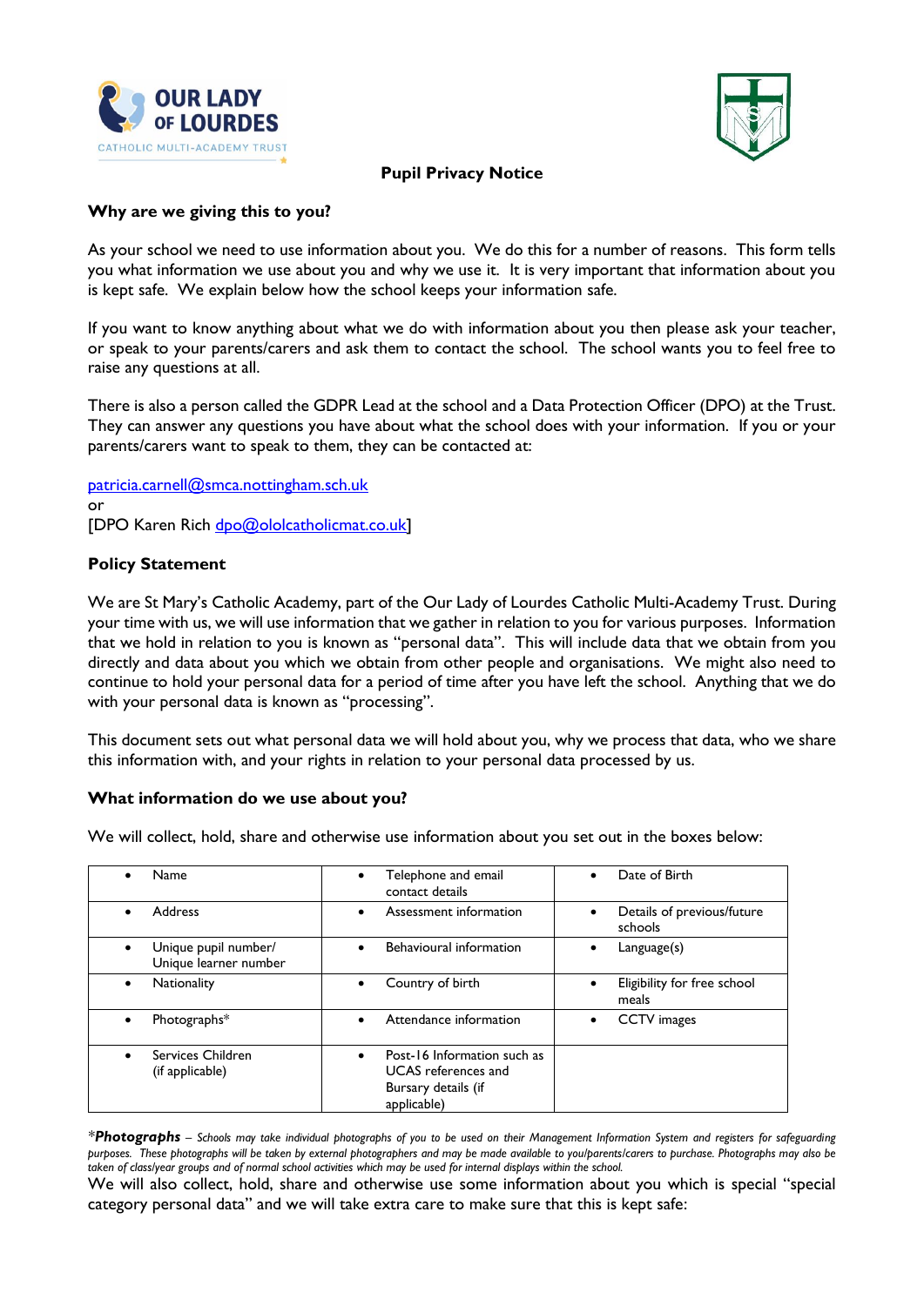OUR LADY OF LOURDES
CATHOLIC MULTI-ACADEMY TRUST

# Pupil Privacy Notice

## Why are we giving this to you?

As your school we need to use information about you. We do this for a number of reasons. This form tells you what information we use about you and why we use it. It is very important that information about you is kept safe. We explain below how the school keeps your information safe.

If you want to know anything about what we do with information about you then please ask your teacher, or speak to your parents/carers and ask them to contact the school. The school wants you to feel free to raise any questions at all.

There is also a person called the GDPR Lead at the school and a Data Protection Officer (DPO) at the Trust. They can answer any questions you have about what the school does with your information. If you or your parents/carers want to speak to them, they can be contacted at:

patricia.carnell@smca.nottingham.sch.uk
or
[DPO Karen Rich dpo@ololcatholicmat.co.uk]

## Policy Statement

We are St Mary's Catholic Academy, part of the Our Lady of Lourdes Catholic Multi-Academy Trust. During your time with us, we will use information that we gather in relation to you for various purposes. Information that we hold in relation to you is known as "personal data". This will include data that we obtain from you directly and data about you which we obtain from other people and organisations. We might also need to continue to hold your personal data for a period of time after you have left the school. Anything that we do with your personal data is known as "processing".

This document sets out what personal data we will hold about you, why we process that data, who we share this information with, and your rights in relation to your personal data processed by us.

## What information do we use about you?

We will collect, hold, share and otherwise use information about you set out in the boxes below:

| | | |
|---|---|---|
| • Name | • Telephone and email contact details | • Date of Birth |
| • Address | • Assessment information | • Details of previous/future schools |
| • Unique pupil number/ Unique learner number | • Behavioural information | • Language(s) |
| • Nationality | • Country of birth | • Eligibility for free school meals |
| • Photographs* | • Attendance information | • CCTV images |
| • Services Children (if applicable) | • Post-16 Information such as UCAS references and Bursary details (if applicable) | |

*\****Photographs** – Schools may take individual photographs of you to be used on their Management Information System and registers for safeguarding purposes. These photographs will be taken by external photographers and may be made available to you/parents/carers to purchase. Photographs may also be taken of class/year groups and of normal school activities which may be used for internal displays within the school.*

We will also collect, hold, share and otherwise use some information about you which is special "special category personal data" and we will take extra care to make sure that this is kept safe: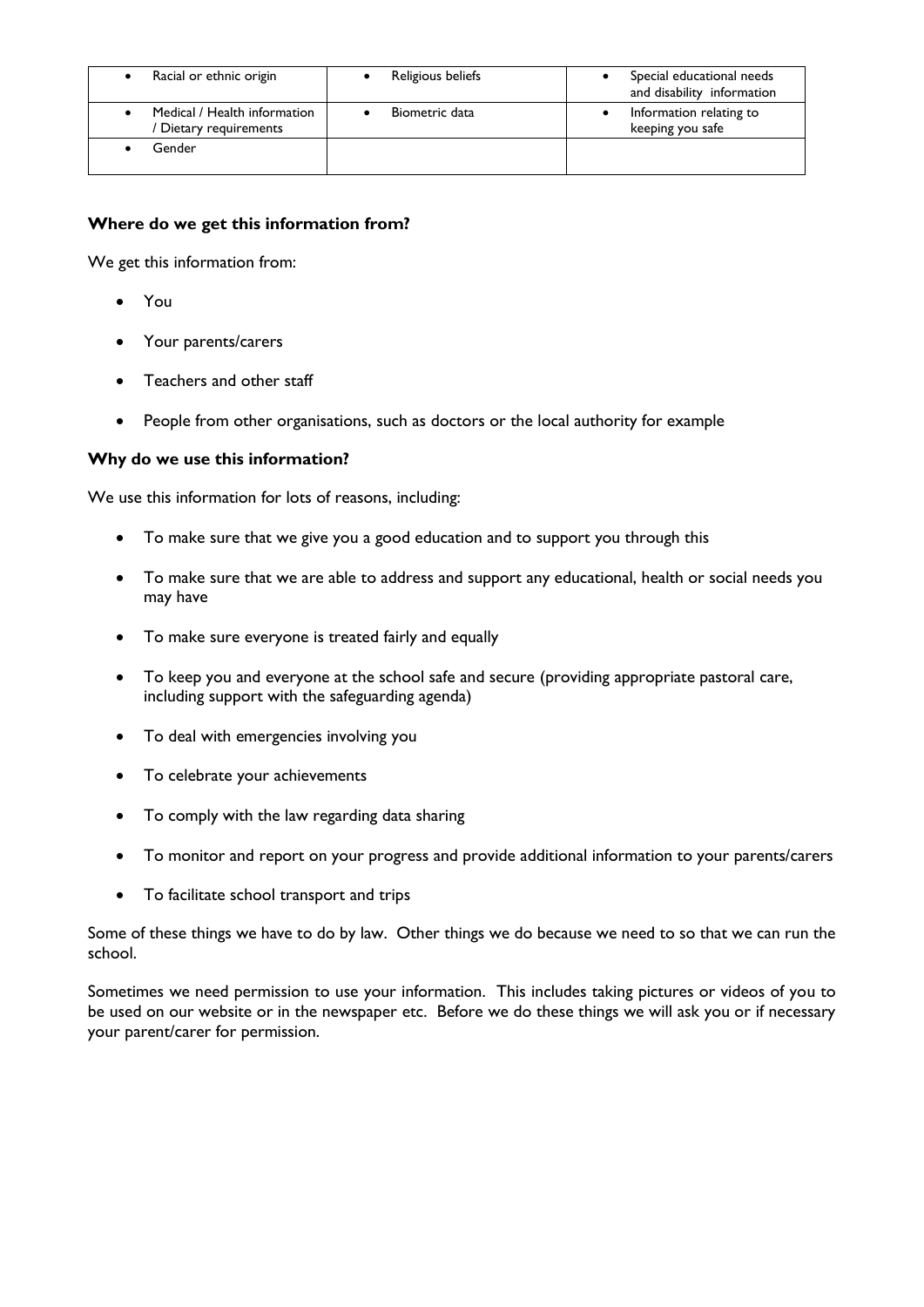| | | |
|---|---|---|
| • Racial or ethnic origin | • Religious beliefs | • Special educational needs and disability information |
| • Medical / Health information / Dietary requirements | • Biometric data | • Information relating to keeping you safe |
| • Gender | | |

**Where do we get this information from?**

We get this information from:

- You
- Your parents/carers
- Teachers and other staff
- People from other organisations, such as doctors or the local authority for example

**Why do we use this information?**

We use this information for lots of reasons, including:

- To make sure that we give you a good education and to support you through this
- To make sure that we are able to address and support any educational, health or social needs you may have
- To make sure everyone is treated fairly and equally
- To keep you and everyone at the school safe and secure (providing appropriate pastoral care, including support with the safeguarding agenda)
- To deal with emergencies involving you
- To celebrate your achievements
- To comply with the law regarding data sharing
- To monitor and report on your progress and provide additional information to your parents/carers
- To facilitate school transport and trips

Some of these things we have to do by law. Other things we do because we need to so that we can run the school.

Sometimes we need permission to use your information. This includes taking pictures or videos of you to be used on our website or in the newspaper etc. Before we do these things we will ask you or if necessary your parent/carer for permission.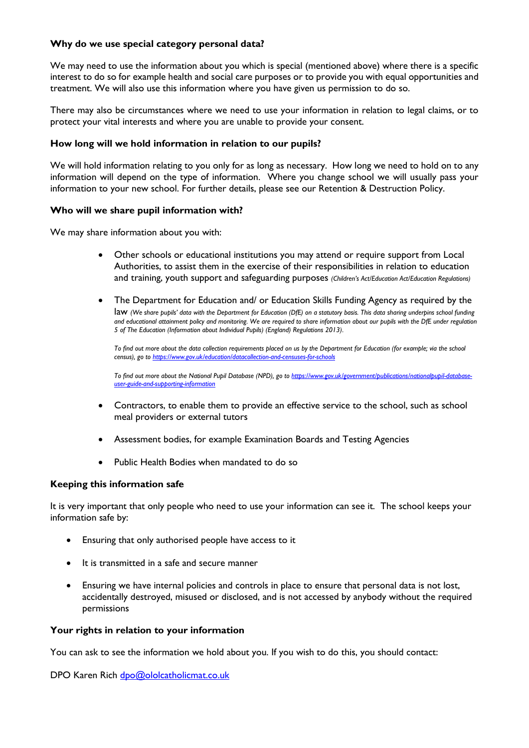**Why do we use special category personal data?**

We may need to use the information about you which is special (mentioned above) where there is a specific interest to do so for example health and social care purposes or to provide you with equal opportunities and treatment. We will also use this information where you have given us permission to do so.

There may also be circumstances where we need to use your information in relation to legal claims, or to protect your vital interests and where you are unable to provide your consent.

**How long will we hold information in relation to our pupils?**

We will hold information relating to you only for as long as necessary. How long we need to hold on to any information will depend on the type of information. Where you change school we will usually pass your information to your new school. For further details, please see our Retention & Destruction Policy.

**Who will we share pupil information with?**

We may share information about you with:

- Other schools or educational institutions you may attend or require support from Local Authorities, to assist them in the exercise of their responsibilities in relation to education and training, youth support and safeguarding purposes *(Children's Act/Education Act/Education Regulations)*

- The Department for Education and/ or Education Skills Funding Agency as required by the law *(We share pupils' data with the Department for Education (DfE) on a statutory basis. This data sharing underpins school funding and educational attainment policy and monitoring. We are required to share information about our pupils with the DfE under regulation 5 of The Education (Information about Individual Pupils) (England) Regulations 2013).*

  *To find out more about the data collection requirements placed on us by the Department for Education (for example; via the school census), go to [https://www.gov.uk/education/datacollection-and-censuses-for-schools](https://www.gov.uk/education/datacollection-and-censuses-for-schools)*

  *To find out more about the National Pupil Database (NPD), go to [https://www.gov.uk/government/publications/nationalpupil-database-user-guide-and-supporting-information](https://www.gov.uk/government/publications/nationalpupil-database-user-guide-and-supporting-information)*

- Contractors, to enable them to provide an effective service to the school, such as school meal providers or external tutors

- Assessment bodies, for example Examination Boards and Testing Agencies

- Public Health Bodies when mandated to do so

**Keeping this information safe**

It is very important that only people who need to use your information can see it. The school keeps your information safe by:

- Ensuring that only authorised people have access to it
- It is transmitted in a safe and secure manner
- Ensuring we have internal policies and controls in place to ensure that personal data is not lost, accidentally destroyed, misused or disclosed, and is not accessed by anybody without the required permissions

**Your rights in relation to your information**

You can ask to see the information we hold about you. If you wish to do this, you should contact:

DPO Karen Rich [dpo@ololcatholicmat.co.uk](mailto:dpo@ololcatholicmat.co.uk)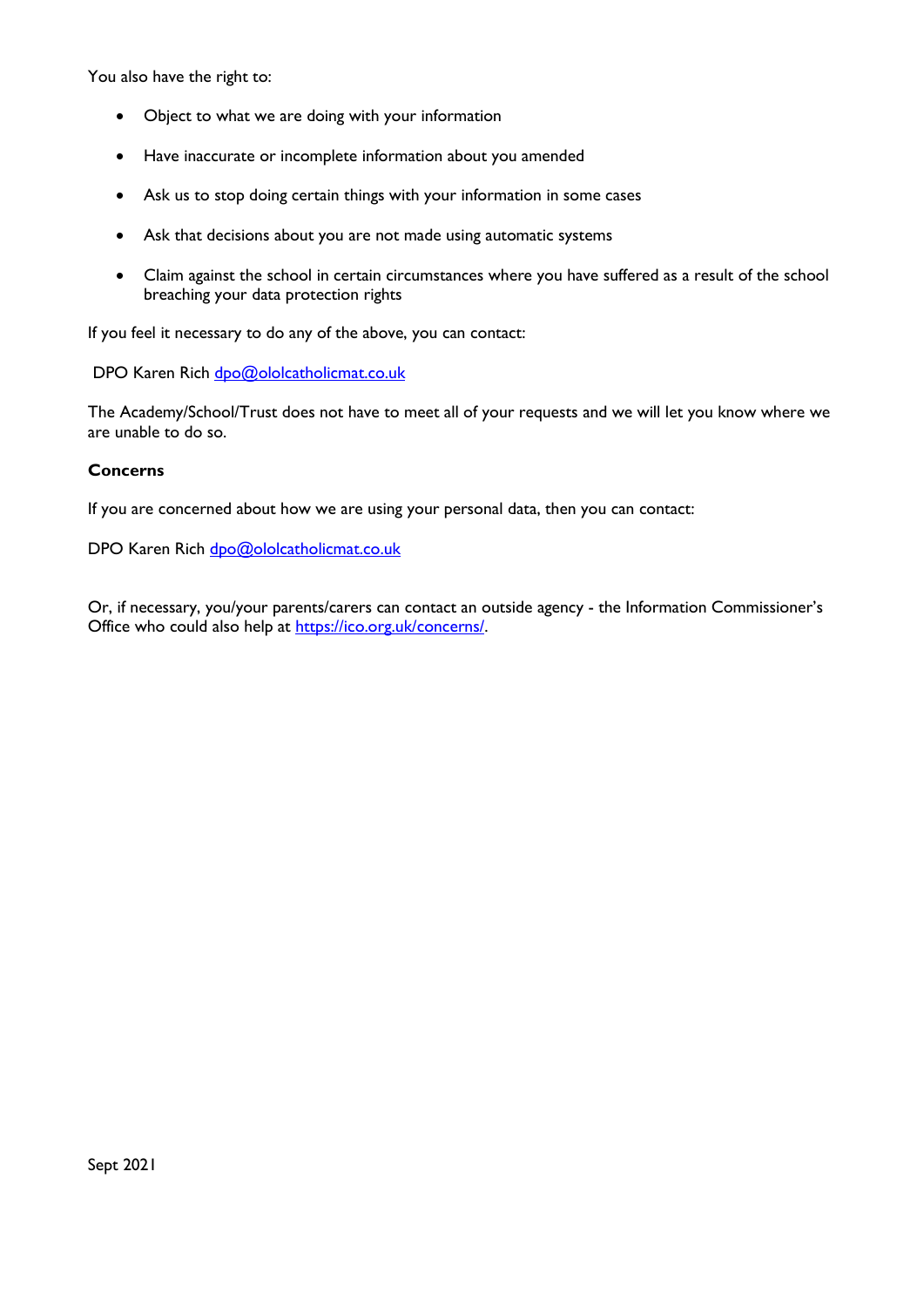You also have the right to:

- Object to what we are doing with your information
- Have inaccurate or incomplete information about you amended
- Ask us to stop doing certain things with your information in some cases
- Ask that decisions about you are not made using automatic systems
- Claim against the school in certain circumstances where you have suffered as a result of the school breaching your data protection rights

If you feel it necessary to do any of the above, you can contact:

DPO Karen Rich [dpo@ololcatholicmat.co.uk](mailto:dpo@ololcatholicmat.co.uk)

The Academy/School/Trust does not have to meet all of your requests and we will let you know where we are unable to do so.

**Concerns**

If you are concerned about how we are using your personal data, then you can contact:

DPO Karen Rich [dpo@ololcatholicmat.co.uk](mailto:dpo@ololcatholicmat.co.uk)

Or, if necessary, you/your parents/carers can contact an outside agency - the Information Commissioner's Office who could also help at [https://ico.org.uk/concerns/](https://ico.org.uk/concerns/).

Sept 2021